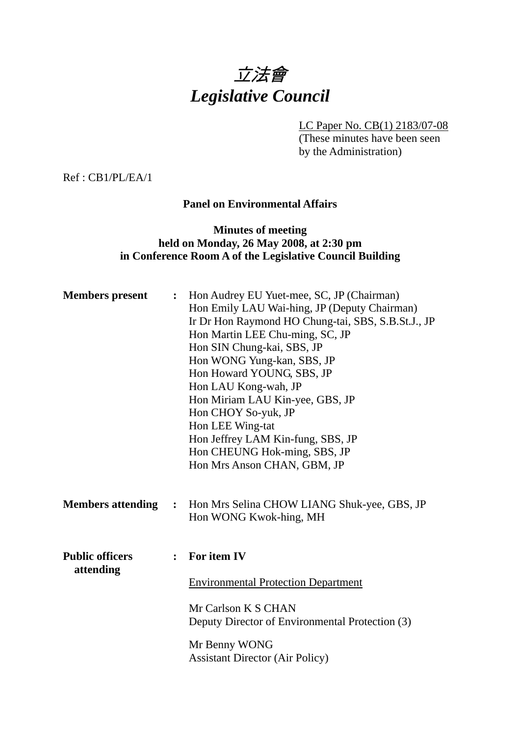# *立法會*
# *Legislative Council*

LC Paper No. CB(1) 2183/07-08
(These minutes have been seen by the Administration)

Ref : CB1/PL/EA/1

**Panel on Environmental Affairs**

**Minutes of meeting held on Monday, 26 May 2008, at 2:30 pm in Conference Room A of the Legislative Council Building**

**Members present** : Hon Audrey EU Yuet-mee, SC, JP (Chairman)
Hon Emily LAU Wai-hing, JP (Deputy Chairman)
Ir Dr Hon Raymond HO Chung-tai, SBS, S.B.St.J., JP
Hon Martin LEE Chu-ming, SC, JP
Hon SIN Chung-kai, SBS, JP
Hon WONG Yung-kan, SBS, JP
Hon Howard YOUNG, SBS, JP
Hon LAU Kong-wah, JP
Hon Miriam LAU Kin-yee, GBS, JP
Hon CHOY So-yuk, JP
Hon LEE Wing-tat
Hon Jeffrey LAM Kin-fung, SBS, JP
Hon CHEUNG Hok-ming, SBS, JP
Hon Mrs Anson CHAN, GBM, JP

**Members attending** : Hon Mrs Selina CHOW LIANG Shuk-yee, GBS, JP
Hon WONG Kwok-hing, MH

**Public officers attending** : **For item IV**

Environmental Protection Department

Mr Carlson K S CHAN
Deputy Director of Environmental Protection (3)

Mr Benny WONG
Assistant Director (Air Policy)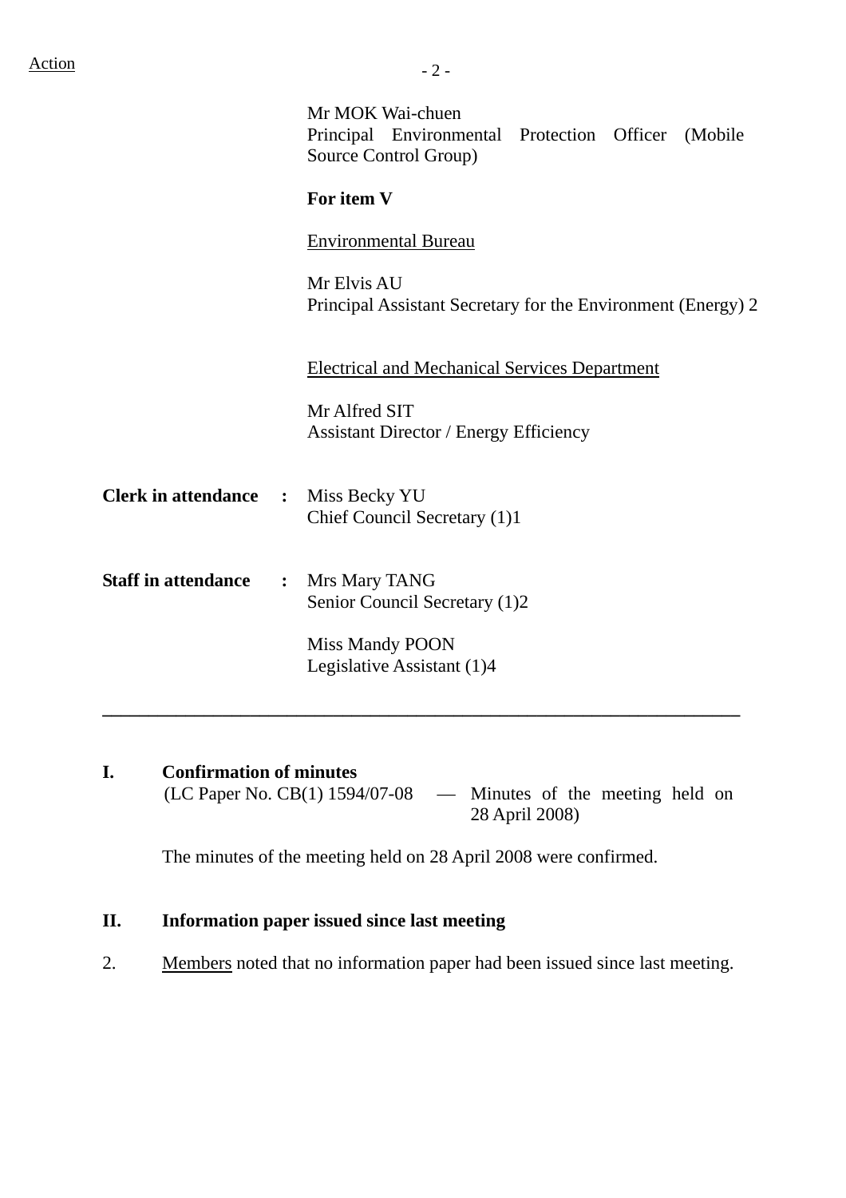Action

Mr MOK Wai-chuen
Principal Environmental Protection Officer (Mobile Source Control Group)

**For item V**

Environmental Bureau

Mr Elvis AU
Principal Assistant Secretary for the Environment (Energy) 2

Electrical and Mechanical Services Department

Mr Alfred SIT
Assistant Director / Energy Efficiency

**Clerk in attendance** : Miss Becky YU
Chief Council Secretary (1)1

**Staff in attendance** : Mrs Mary TANG
Senior Council Secretary (1)2

Miss Mandy POON
Legislative Assistant (1)4

---

## I. Confirmation of minutes

(LC Paper No. CB(1) 1594/07-08 — Minutes of the meeting held on 28 April 2008)

The minutes of the meeting held on 28 April 2008 were confirmed.

## II. Information paper issued since last meeting

2. Members noted that no information paper had been issued since last meeting.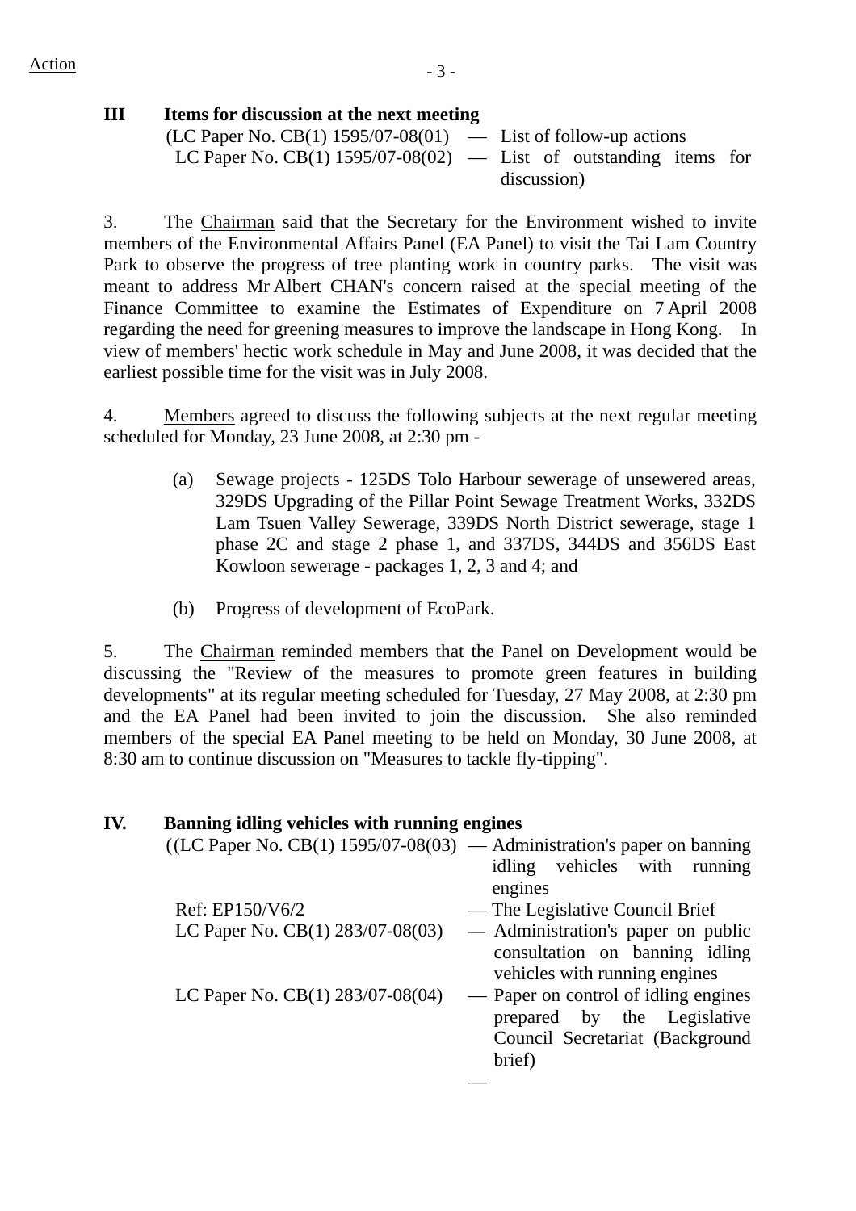Action

## III Items for discussion at the next meeting

(LC Paper No. CB(1) 1595/07-08(01) — List of follow-up actions
LC Paper No. CB(1) 1595/07-08(02) — List of outstanding items for discussion)

3. The Chairman said that the Secretary for the Environment wished to invite members of the Environmental Affairs Panel (EA Panel) to visit the Tai Lam Country Park to observe the progress of tree planting work in country parks. The visit was meant to address Mr Albert CHAN's concern raised at the special meeting of the Finance Committee to examine the Estimates of Expenditure on 7 April 2008 regarding the need for greening measures to improve the landscape in Hong Kong. In view of members' hectic work schedule in May and June 2008, it was decided that the earliest possible time for the visit was in July 2008.

4. Members agreed to discuss the following subjects at the next regular meeting scheduled for Monday, 23 June 2008, at 2:30 pm -

(a) Sewage projects - 125DS Tolo Harbour sewerage of unsewered areas, 329DS Upgrading of the Pillar Point Sewage Treatment Works, 332DS Lam Tsuen Valley Sewerage, 339DS North District sewerage, stage 1 phase 2C and stage 2 phase 1, and 337DS, 344DS and 356DS East Kowloon sewerage - packages 1, 2, 3 and 4; and

(b) Progress of development of EcoPark.

5. The Chairman reminded members that the Panel on Development would be discussing the "Review of the measures to promote green features in building developments" at its regular meeting scheduled for Tuesday, 27 May 2008, at 2:30 pm and the EA Panel had been invited to join the discussion. She also reminded members of the special EA Panel meeting to be held on Monday, 30 June 2008, at 8:30 am to continue discussion on "Measures to tackle fly-tipping".

## IV. Banning idling vehicles with running engines

((LC Paper No. CB(1) 1595/07-08(03) — Administration's paper on banning idling vehicles with running engines
Ref: EP150/V6/2 — The Legislative Council Brief
LC Paper No. CB(1) 283/07-08(03) — Administration's paper on public consultation on banning idling vehicles with running engines
LC Paper No. CB(1) 283/07-08(04) — Paper on control of idling engines prepared by the Legislative Council Secretariat (Background brief)
—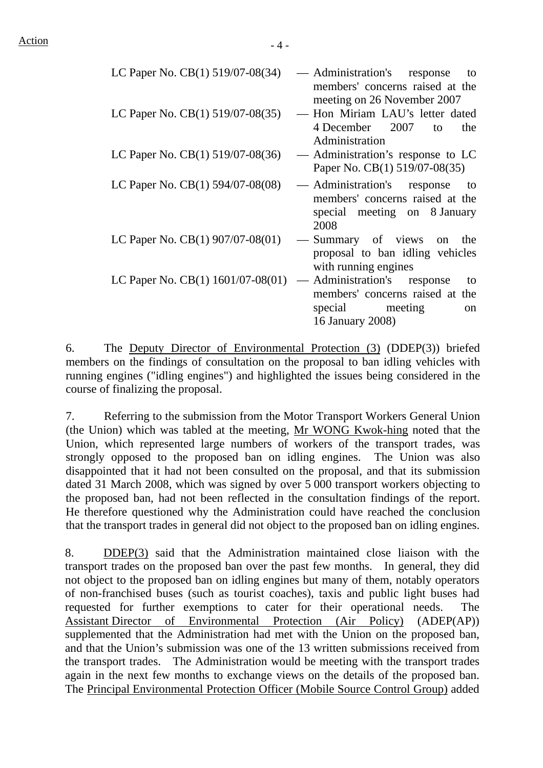Action

| | |
|---|---|
| LC Paper No. CB(1) 519/07-08(34) | — Administration's response to members' concerns raised at the meeting on 26 November 2007 |
| LC Paper No. CB(1) 519/07-08(35) | — Hon Miriam LAU's letter dated 4 December 2007 to the Administration |
| LC Paper No. CB(1) 519/07-08(36) | — Administration's response to LC Paper No. CB(1) 519/07-08(35) |
| LC Paper No. CB(1) 594/07-08(08) | — Administration's response to members' concerns raised at the special meeting on 8 January 2008 |
| LC Paper No. CB(1) 907/07-08(01) | — Summary of views on the proposal to ban idling vehicles with running engines |
| LC Paper No. CB(1) 1601/07-08(01) | — Administration's response to members' concerns raised at the special meeting on 16 January 2008) |

6. The Deputy Director of Environmental Protection (3) (DDEP(3)) briefed members on the findings of consultation on the proposal to ban idling vehicles with running engines ("idling engines") and highlighted the issues being considered in the course of finalizing the proposal.

7. Referring to the submission from the Motor Transport Workers General Union (the Union) which was tabled at the meeting, Mr WONG Kwok-hing noted that the Union, which represented large numbers of workers of the transport trades, was strongly opposed to the proposed ban on idling engines. The Union was also disappointed that it had not been consulted on the proposal, and that its submission dated 31 March 2008, which was signed by over 5 000 transport workers objecting to the proposed ban, had not been reflected in the consultation findings of the report. He therefore questioned why the Administration could have reached the conclusion that the transport trades in general did not object to the proposed ban on idling engines.

8. DDEP(3) said that the Administration maintained close liaison with the transport trades on the proposed ban over the past few months. In general, they did not object to the proposed ban on idling engines but many of them, notably operators of non-franchised buses (such as tourist coaches), taxis and public light buses had requested for further exemptions to cater for their operational needs. The Assistant Director of Environmental Protection (Air Policy) (ADEP(AP)) supplemented that the Administration had met with the Union on the proposed ban, and that the Union's submission was one of the 13 written submissions received from the transport trades. The Administration would be meeting with the transport trades again in the next few months to exchange views on the details of the proposed ban. The Principal Environmental Protection Officer (Mobile Source Control Group) added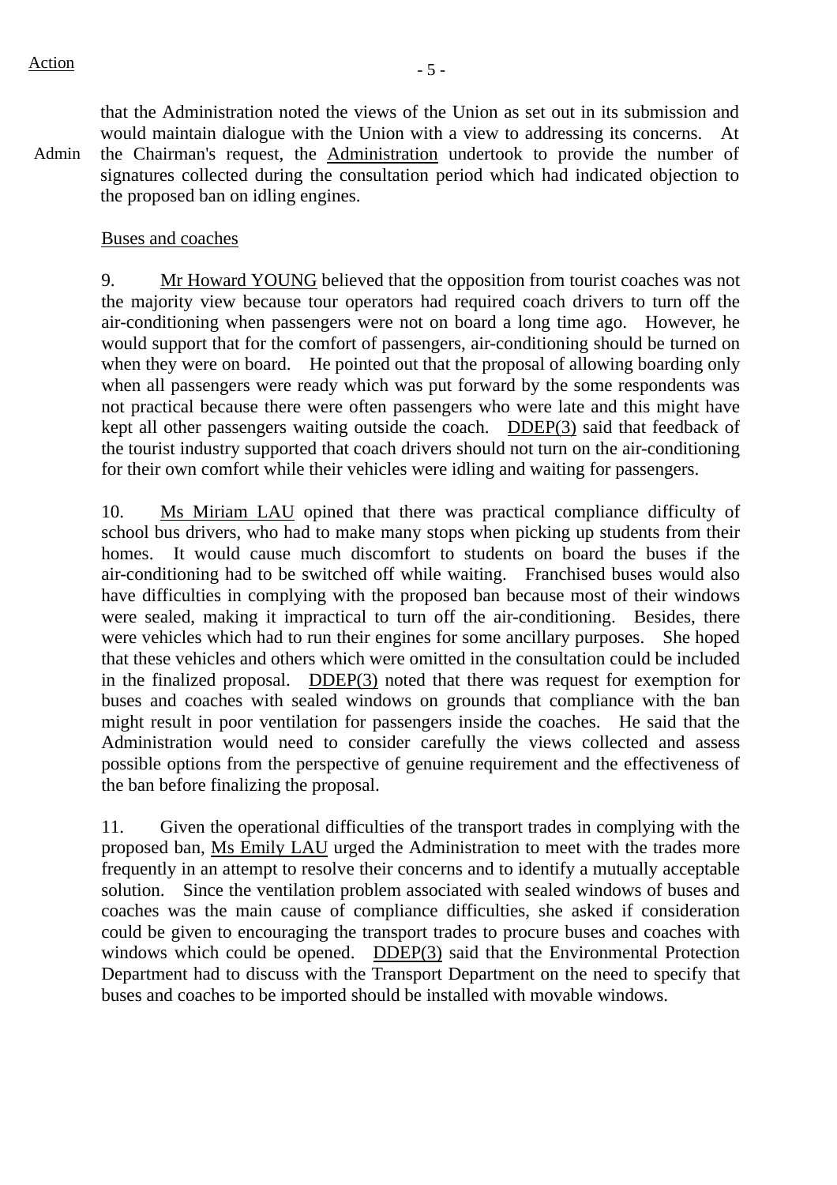Action

that the Administration noted the views of the Union as set out in its submission and would maintain dialogue with the Union with a view to addressing its concerns. At the Chairman's request, the Administration undertook to provide the number of signatures collected during the consultation period which had indicated objection to the proposed ban on idling engines.

Admin

Buses and coaches

9. Mr Howard YOUNG believed that the opposition from tourist coaches was not the majority view because tour operators had required coach drivers to turn off the air-conditioning when passengers were not on board a long time ago. However, he would support that for the comfort of passengers, air-conditioning should be turned on when they were on board. He pointed out that the proposal of allowing boarding only when all passengers were ready which was put forward by the some respondents was not practical because there were often passengers who were late and this might have kept all other passengers waiting outside the coach. DDEP(3) said that feedback of the tourist industry supported that coach drivers should not turn on the air-conditioning for their own comfort while their vehicles were idling and waiting for passengers.

10. Ms Miriam LAU opined that there was practical compliance difficulty of school bus drivers, who had to make many stops when picking up students from their homes. It would cause much discomfort to students on board the buses if the air-conditioning had to be switched off while waiting. Franchised buses would also have difficulties in complying with the proposed ban because most of their windows were sealed, making it impractical to turn off the air-conditioning. Besides, there were vehicles which had to run their engines for some ancillary purposes. She hoped that these vehicles and others which were omitted in the consultation could be included in the finalized proposal. DDEP(3) noted that there was request for exemption for buses and coaches with sealed windows on grounds that compliance with the ban might result in poor ventilation for passengers inside the coaches. He said that the Administration would need to consider carefully the views collected and assess possible options from the perspective of genuine requirement and the effectiveness of the ban before finalizing the proposal.

11. Given the operational difficulties of the transport trades in complying with the proposed ban, Ms Emily LAU urged the Administration to meet with the trades more frequently in an attempt to resolve their concerns and to identify a mutually acceptable solution. Since the ventilation problem associated with sealed windows of buses and coaches was the main cause of compliance difficulties, she asked if consideration could be given to encouraging the transport trades to procure buses and coaches with windows which could be opened. DDEP(3) said that the Environmental Protection Department had to discuss with the Transport Department on the need to specify that buses and coaches to be imported should be installed with movable windows.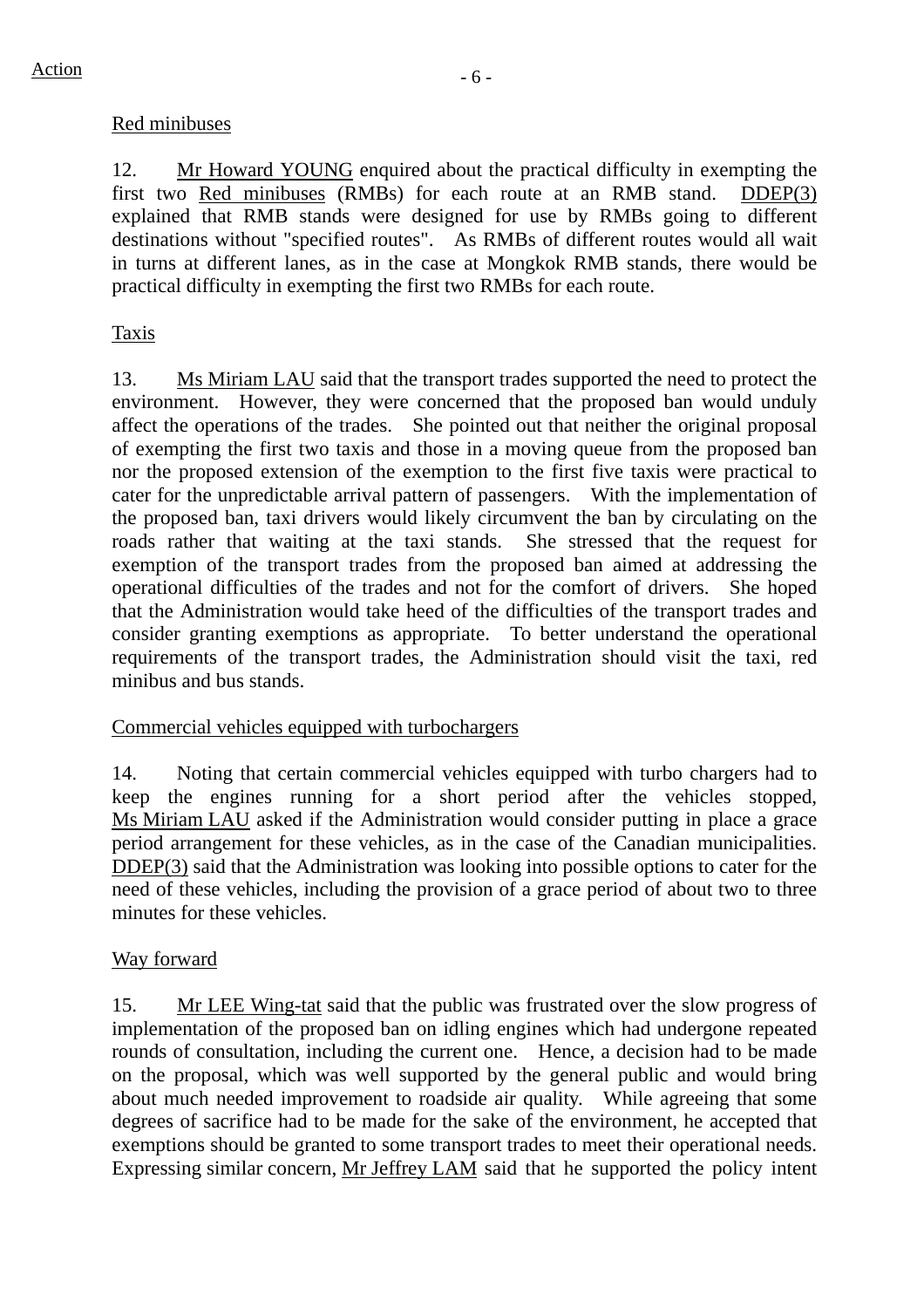Action

Red minibuses

12. Mr Howard YOUNG enquired about the practical difficulty in exempting the first two Red minibuses (RMBs) for each route at an RMB stand. DDEP(3) explained that RMB stands were designed for use by RMBs going to different destinations without "specified routes". As RMBs of different routes would all wait in turns at different lanes, as in the case at Mongkok RMB stands, there would be practical difficulty in exempting the first two RMBs for each route.

Taxis

13. Ms Miriam LAU said that the transport trades supported the need to protect the environment. However, they were concerned that the proposed ban would unduly affect the operations of the trades. She pointed out that neither the original proposal of exempting the first two taxis and those in a moving queue from the proposed ban nor the proposed extension of the exemption to the first five taxis were practical to cater for the unpredictable arrival pattern of passengers. With the implementation of the proposed ban, taxi drivers would likely circumvent the ban by circulating on the roads rather that waiting at the taxi stands. She stressed that the request for exemption of the transport trades from the proposed ban aimed at addressing the operational difficulties of the trades and not for the comfort of drivers. She hoped that the Administration would take heed of the difficulties of the transport trades and consider granting exemptions as appropriate. To better understand the operational requirements of the transport trades, the Administration should visit the taxi, red minibus and bus stands.

Commercial vehicles equipped with turbochargers

14. Noting that certain commercial vehicles equipped with turbo chargers had to keep the engines running for a short period after the vehicles stopped, Ms Miriam LAU asked if the Administration would consider putting in place a grace period arrangement for these vehicles, as in the case of the Canadian municipalities. DDEP(3) said that the Administration was looking into possible options to cater for the need of these vehicles, including the provision of a grace period of about two to three minutes for these vehicles.

Way forward

15. Mr LEE Wing-tat said that the public was frustrated over the slow progress of implementation of the proposed ban on idling engines which had undergone repeated rounds of consultation, including the current one. Hence, a decision had to be made on the proposal, which was well supported by the general public and would bring about much needed improvement to roadside air quality. While agreeing that some degrees of sacrifice had to be made for the sake of the environment, he accepted that exemptions should be granted to some transport trades to meet their operational needs. Expressing similar concern, Mr Jeffrey LAM said that he supported the policy intent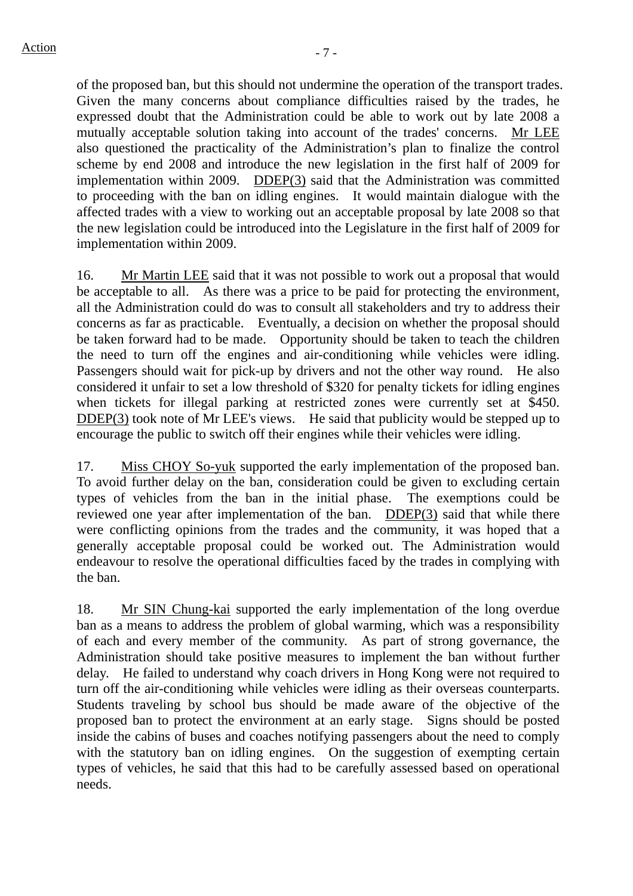of the proposed ban, but this should not undermine the operation of the transport trades. Given the many concerns about compliance difficulties raised by the trades, he expressed doubt that the Administration could be able to work out by late 2008 a mutually acceptable solution taking into account of the trades' concerns. Mr LEE also questioned the practicality of the Administration's plan to finalize the control scheme by end 2008 and introduce the new legislation in the first half of 2009 for implementation within 2009. DDEP(3) said that the Administration was committed to proceeding with the ban on idling engines. It would maintain dialogue with the affected trades with a view to working out an acceptable proposal by late 2008 so that the new legislation could be introduced into the Legislature in the first half of 2009 for implementation within 2009.

16. Mr Martin LEE said that it was not possible to work out a proposal that would be acceptable to all. As there was a price to be paid for protecting the environment, all the Administration could do was to consult all stakeholders and try to address their concerns as far as practicable. Eventually, a decision on whether the proposal should be taken forward had to be made. Opportunity should be taken to teach the children the need to turn off the engines and air-conditioning while vehicles were idling. Passengers should wait for pick-up by drivers and not the other way round. He also considered it unfair to set a low threshold of $320 for penalty tickets for idling engines when tickets for illegal parking at restricted zones were currently set at $450. DDEP(3) took note of Mr LEE's views. He said that publicity would be stepped up to encourage the public to switch off their engines while their vehicles were idling.

17. Miss CHOY So-yuk supported the early implementation of the proposed ban. To avoid further delay on the ban, consideration could be given to excluding certain types of vehicles from the ban in the initial phase. The exemptions could be reviewed one year after implementation of the ban. DDEP(3) said that while there were conflicting opinions from the trades and the community, it was hoped that a generally acceptable proposal could be worked out. The Administration would endeavour to resolve the operational difficulties faced by the trades in complying with the ban.

18. Mr SIN Chung-kai supported the early implementation of the long overdue ban as a means to address the problem of global warming, which was a responsibility of each and every member of the community. As part of strong governance, the Administration should take positive measures to implement the ban without further delay. He failed to understand why coach drivers in Hong Kong were not required to turn off the air-conditioning while vehicles were idling as their overseas counterparts. Students traveling by school bus should be made aware of the objective of the proposed ban to protect the environment at an early stage. Signs should be posted inside the cabins of buses and coaches notifying passengers about the need to comply with the statutory ban on idling engines. On the suggestion of exempting certain types of vehicles, he said that this had to be carefully assessed based on operational needs.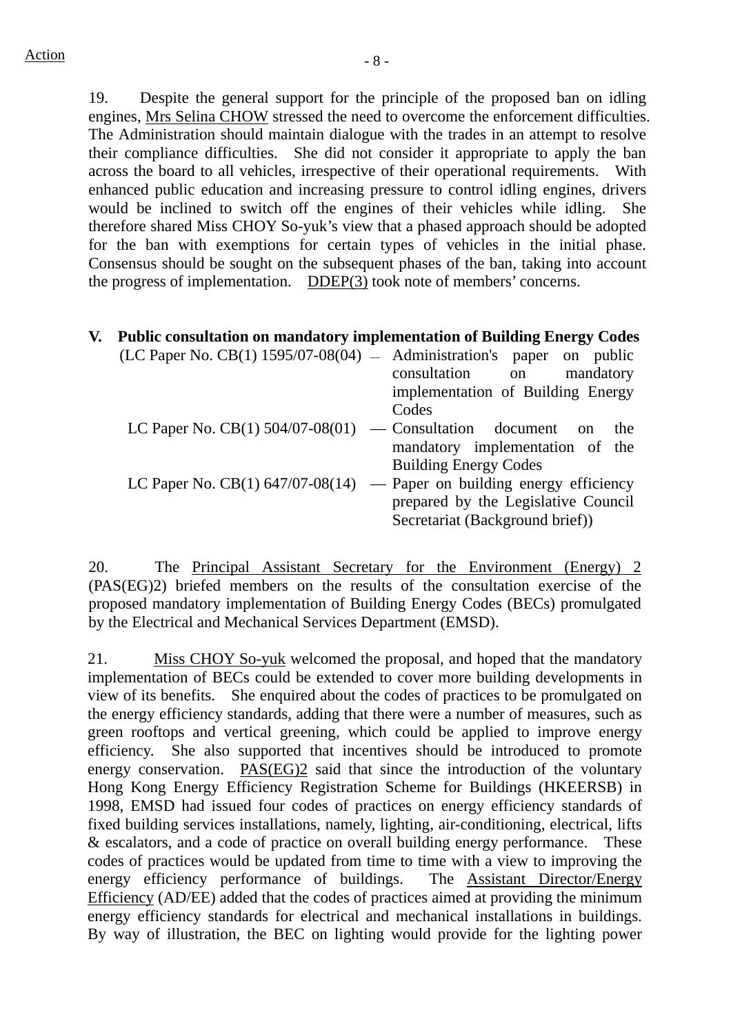Action

19. Despite the general support for the principle of the proposed ban on idling engines, Mrs Selina CHOW stressed the need to overcome the enforcement difficulties. The Administration should maintain dialogue with the trades in an attempt to resolve their compliance difficulties. She did not consider it appropriate to apply the ban across the board to all vehicles, irrespective of their operational requirements. With enhanced public education and increasing pressure to control idling engines, drivers would be inclined to switch off the engines of their vehicles while idling. She therefore shared Miss CHOY So-yuk's view that a phased approach should be adopted for the ban with exemptions for certain types of vehicles in the initial phase. Consensus should be sought on the subsequent phases of the ban, taking into account the progress of implementation. DDEP(3) took note of members' concerns.

## V. Public consultation on mandatory implementation of Building Energy Codes

(LC Paper No. CB(1) 1595/07-08(04) — Administration's paper on public consultation on mandatory implementation of Building Energy Codes

LC Paper No. CB(1) 504/07-08(01) — Consultation document on the mandatory implementation of the Building Energy Codes

LC Paper No. CB(1) 647/07-08(14) — Paper on building energy efficiency prepared by the Legislative Council Secretariat (Background brief))

20. The Principal Assistant Secretary for the Environment (Energy) 2 (PAS(EG)2) briefed members on the results of the consultation exercise of the proposed mandatory implementation of Building Energy Codes (BECs) promulgated by the Electrical and Mechanical Services Department (EMSD).

21. Miss CHOY So-yuk welcomed the proposal, and hoped that the mandatory implementation of BECs could be extended to cover more building developments in view of its benefits. She enquired about the codes of practices to be promulgated on the energy efficiency standards, adding that there were a number of measures, such as green rooftops and vertical greening, which could be applied to improve energy efficiency. She also supported that incentives should be introduced to promote energy conservation. PAS(EG)2 said that since the introduction of the voluntary Hong Kong Energy Efficiency Registration Scheme for Buildings (HKEERSB) in 1998, EMSD had issued four codes of practices on energy efficiency standards of fixed building services installations, namely, lighting, air-conditioning, electrical, lifts & escalators, and a code of practice on overall building energy performance. These codes of practices would be updated from time to time with a view to improving the energy efficiency performance of buildings. The Assistant Director/Energy Efficiency (AD/EE) added that the codes of practices aimed at providing the minimum energy efficiency standards for electrical and mechanical installations in buildings. By way of illustration, the BEC on lighting would provide for the lighting power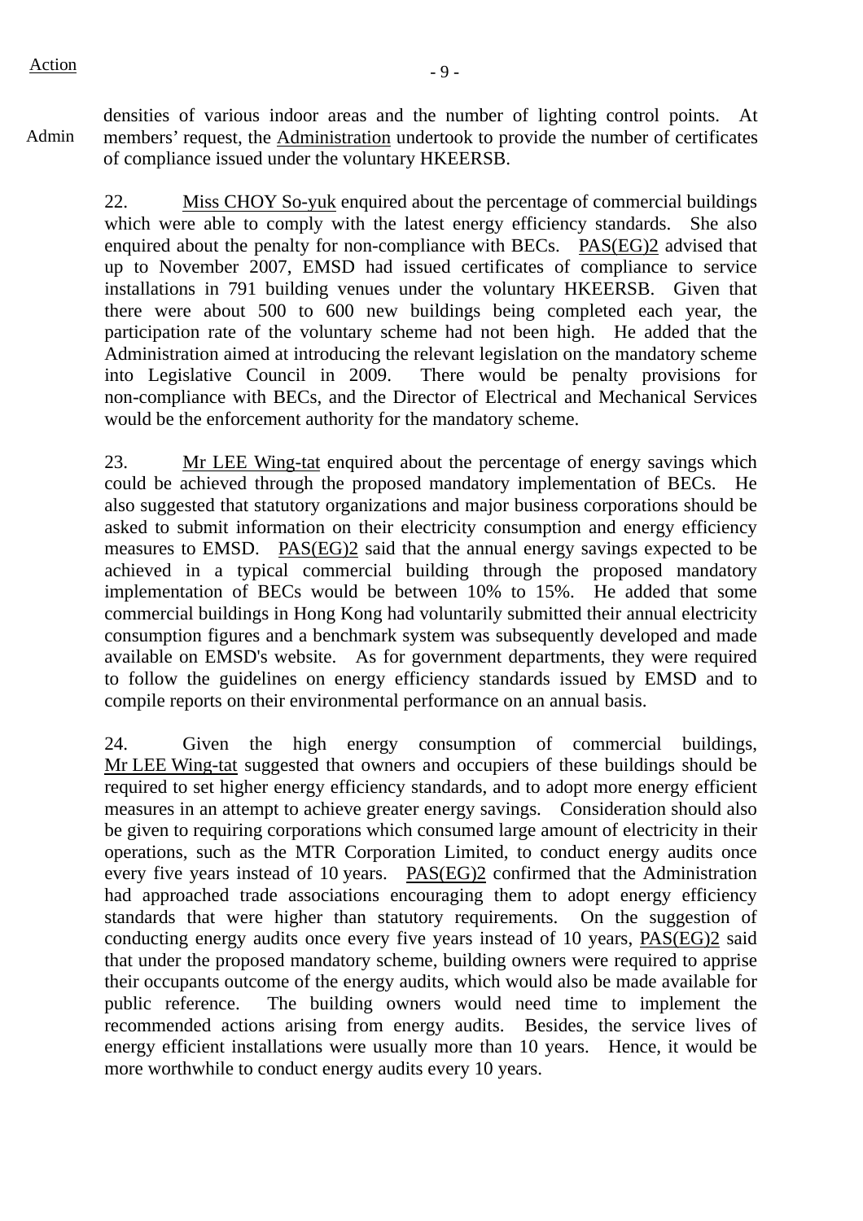Action

densities of various indoor areas and the number of lighting control points. At members' request, the Administration undertook to provide the number of certificates of compliance issued under the voluntary HKEERSB.

Admin

22. Miss CHOY So-yuk enquired about the percentage of commercial buildings which were able to comply with the latest energy efficiency standards. She also enquired about the penalty for non-compliance with BECs. PAS(EG)2 advised that up to November 2007, EMSD had issued certificates of compliance to service installations in 791 building venues under the voluntary HKEERSB. Given that there were about 500 to 600 new buildings being completed each year, the participation rate of the voluntary scheme had not been high. He added that the Administration aimed at introducing the relevant legislation on the mandatory scheme into Legislative Council in 2009. There would be penalty provisions for non-compliance with BECs, and the Director of Electrical and Mechanical Services would be the enforcement authority for the mandatory scheme.

23. Mr LEE Wing-tat enquired about the percentage of energy savings which could be achieved through the proposed mandatory implementation of BECs. He also suggested that statutory organizations and major business corporations should be asked to submit information on their electricity consumption and energy efficiency measures to EMSD. PAS(EG)2 said that the annual energy savings expected to be achieved in a typical commercial building through the proposed mandatory implementation of BECs would be between 10% to 15%. He added that some commercial buildings in Hong Kong had voluntarily submitted their annual electricity consumption figures and a benchmark system was subsequently developed and made available on EMSD's website. As for government departments, they were required to follow the guidelines on energy efficiency standards issued by EMSD and to compile reports on their environmental performance on an annual basis.

24. Given the high energy consumption of commercial buildings, Mr LEE Wing-tat suggested that owners and occupiers of these buildings should be required to set higher energy efficiency standards, and to adopt more energy efficient measures in an attempt to achieve greater energy savings. Consideration should also be given to requiring corporations which consumed large amount of electricity in their operations, such as the MTR Corporation Limited, to conduct energy audits once every five years instead of 10 years. PAS(EG)2 confirmed that the Administration had approached trade associations encouraging them to adopt energy efficiency standards that were higher than statutory requirements. On the suggestion of conducting energy audits once every five years instead of 10 years, PAS(EG)2 said that under the proposed mandatory scheme, building owners were required to apprise their occupants outcome of the energy audits, which would also be made available for public reference. The building owners would need time to implement the recommended actions arising from energy audits. Besides, the service lives of energy efficient installations were usually more than 10 years. Hence, it would be more worthwhile to conduct energy audits every 10 years.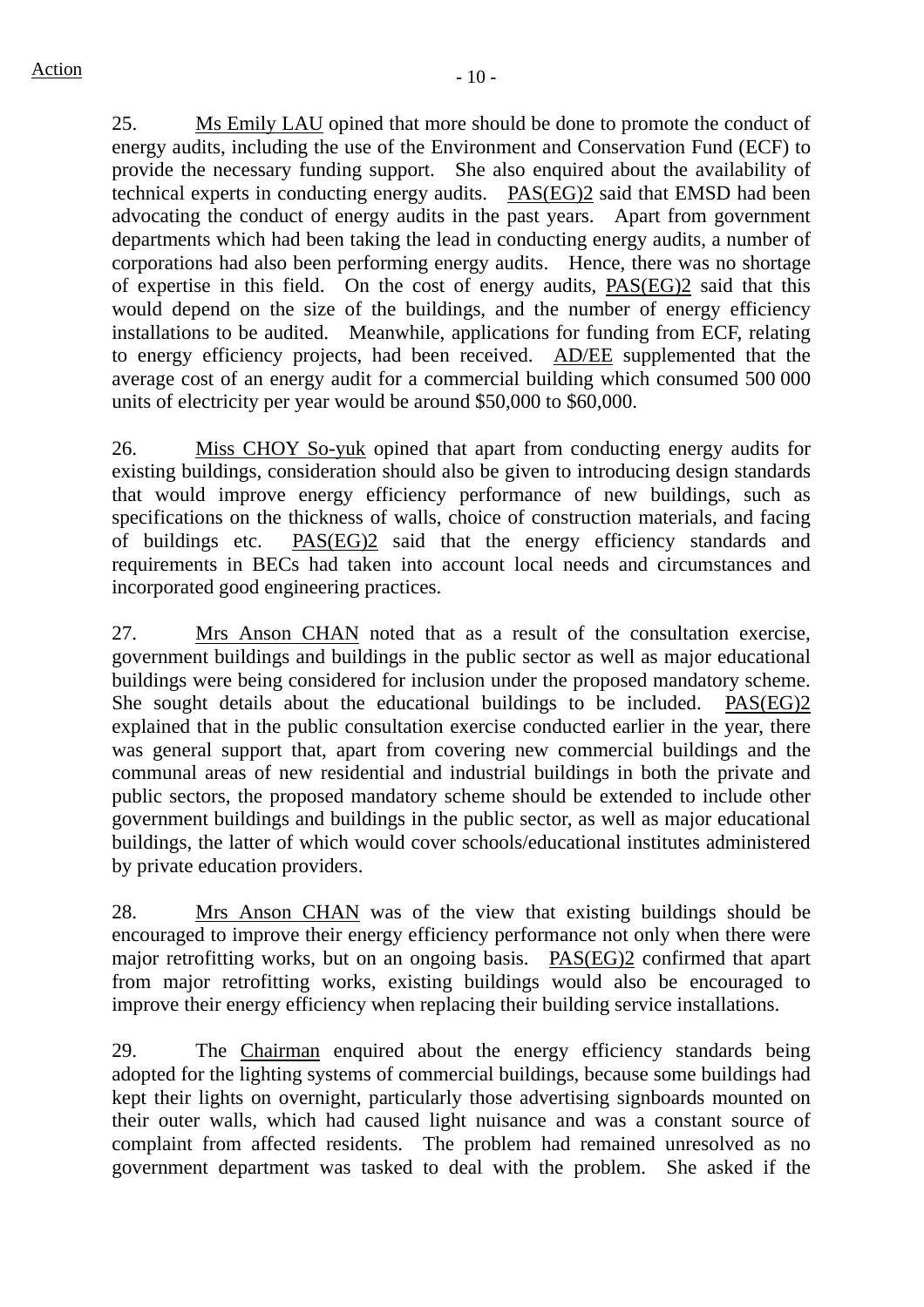Action

25. Ms Emily LAU opined that more should be done to promote the conduct of energy audits, including the use of the Environment and Conservation Fund (ECF) to provide the necessary funding support. She also enquired about the availability of technical experts in conducting energy audits. PAS(EG)2 said that EMSD had been advocating the conduct of energy audits in the past years. Apart from government departments which had been taking the lead in conducting energy audits, a number of corporations had also been performing energy audits. Hence, there was no shortage of expertise in this field. On the cost of energy audits, PAS(EG)2 said that this would depend on the size of the buildings, and the number of energy efficiency installations to be audited. Meanwhile, applications for funding from ECF, relating to energy efficiency projects, had been received. AD/EE supplemented that the average cost of an energy audit for a commercial building which consumed 500 000 units of electricity per year would be around $50,000 to $60,000.

26. Miss CHOY So-yuk opined that apart from conducting energy audits for existing buildings, consideration should also be given to introducing design standards that would improve energy efficiency performance of new buildings, such as specifications on the thickness of walls, choice of construction materials, and facing of buildings etc. PAS(EG)2 said that the energy efficiency standards and requirements in BECs had taken into account local needs and circumstances and incorporated good engineering practices.

27. Mrs Anson CHAN noted that as a result of the consultation exercise, government buildings and buildings in the public sector as well as major educational buildings were being considered for inclusion under the proposed mandatory scheme. She sought details about the educational buildings to be included. PAS(EG)2 explained that in the public consultation exercise conducted earlier in the year, there was general support that, apart from covering new commercial buildings and the communal areas of new residential and industrial buildings in both the private and public sectors, the proposed mandatory scheme should be extended to include other government buildings and buildings in the public sector, as well as major educational buildings, the latter of which would cover schools/educational institutes administered by private education providers.

28. Mrs Anson CHAN was of the view that existing buildings should be encouraged to improve their energy efficiency performance not only when there were major retrofitting works, but on an ongoing basis. PAS(EG)2 confirmed that apart from major retrofitting works, existing buildings would also be encouraged to improve their energy efficiency when replacing their building service installations.

29. The Chairman enquired about the energy efficiency standards being adopted for the lighting systems of commercial buildings, because some buildings had kept their lights on overnight, particularly those advertising signboards mounted on their outer walls, which had caused light nuisance and was a constant source of complaint from affected residents. The problem had remained unresolved as no government department was tasked to deal with the problem. She asked if the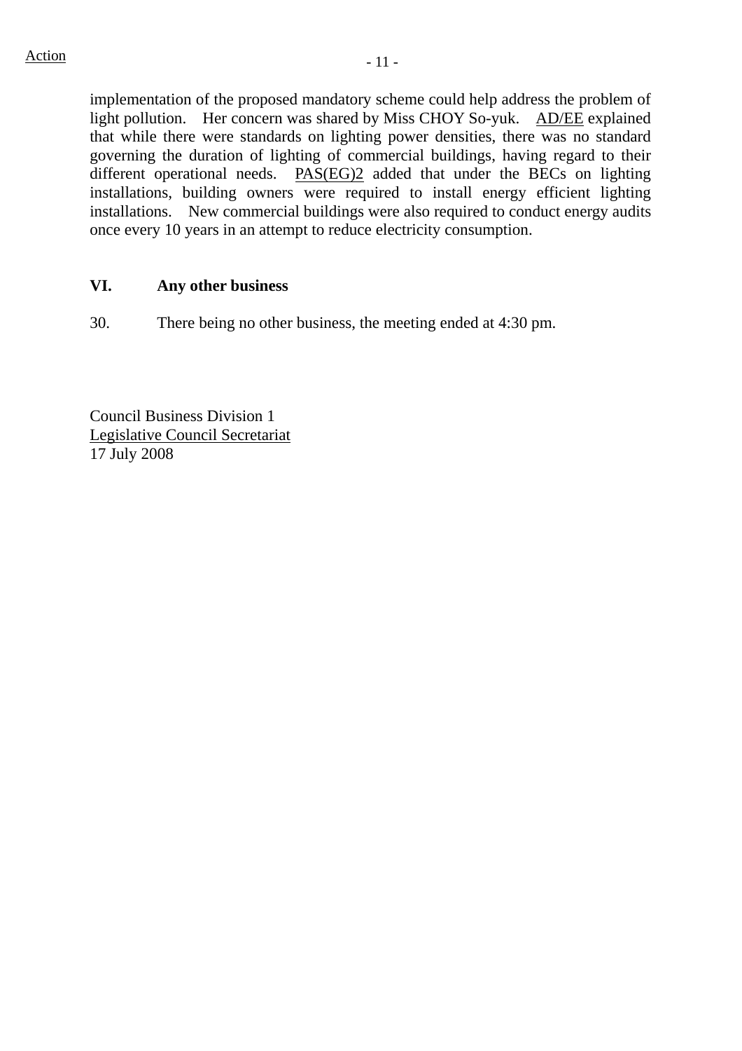implementation of the proposed mandatory scheme could help address the problem of light pollution. Her concern was shared by Miss CHOY So-yuk. AD/EE explained that while there were standards on lighting power densities, there was no standard governing the duration of lighting of commercial buildings, having regard to their different operational needs. PAS(EG)2 added that under the BECs on lighting installations, building owners were required to install energy efficient lighting installations. New commercial buildings were also required to conduct energy audits once every 10 years in an attempt to reduce electricity consumption.

## VI. Any other business

30. There being no other business, the meeting ended at 4:30 pm.

Council Business Division 1
Legislative Council Secretariat
17 July 2008